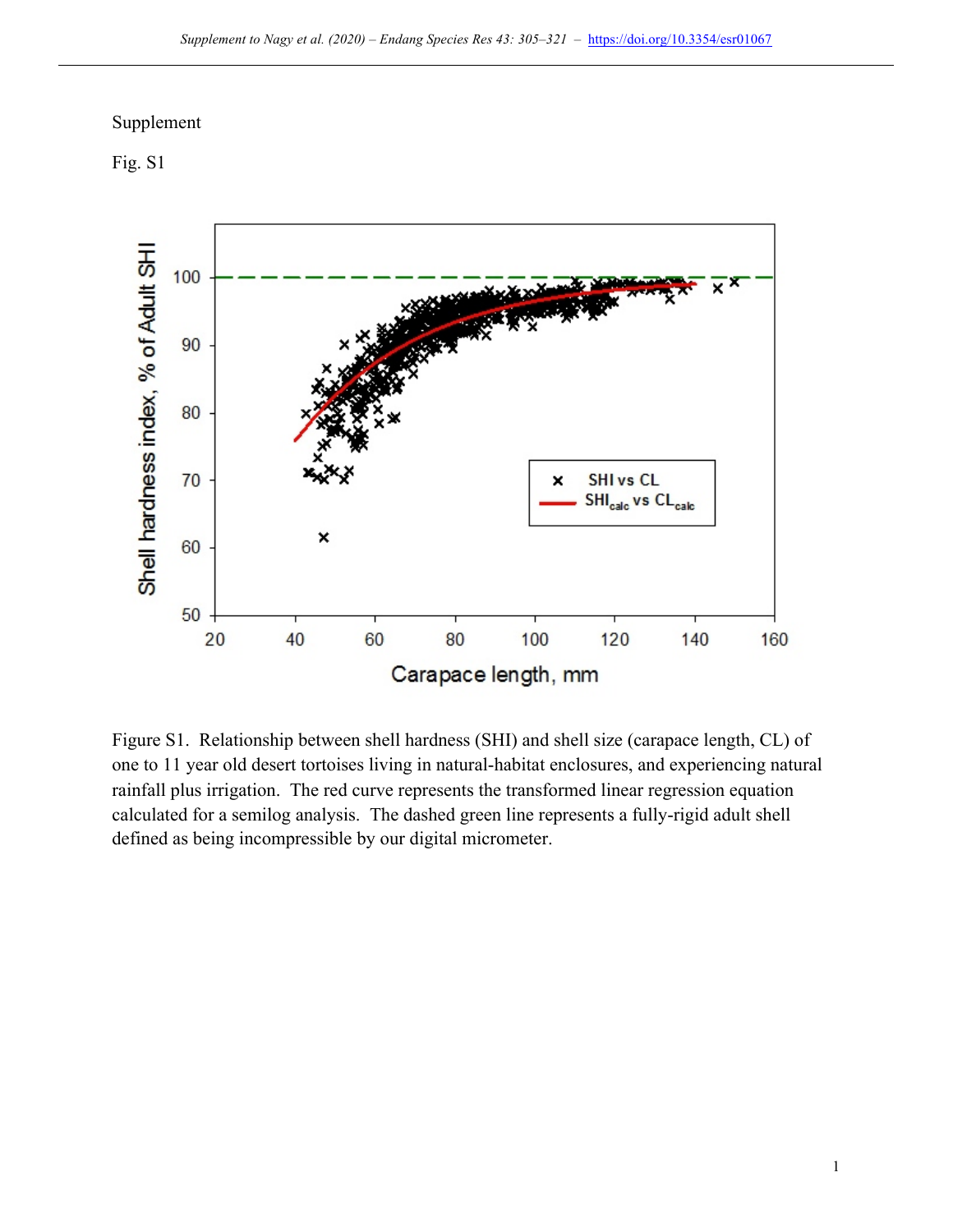Supplement

Fig. S1

Figure S1. Relationship between shell hardness (SHI) and shell size (carapace length, CL) of one to 11 year old desert tortoises living in natural-habitat enclosures, and experiencing natural rainfall plus irrigation. The red curve represents the transformed linear regression equation calculated for a semilog analysis. The dashed green line represents a fully-rigid adult shell defined as being incompressible by our digital micrometer.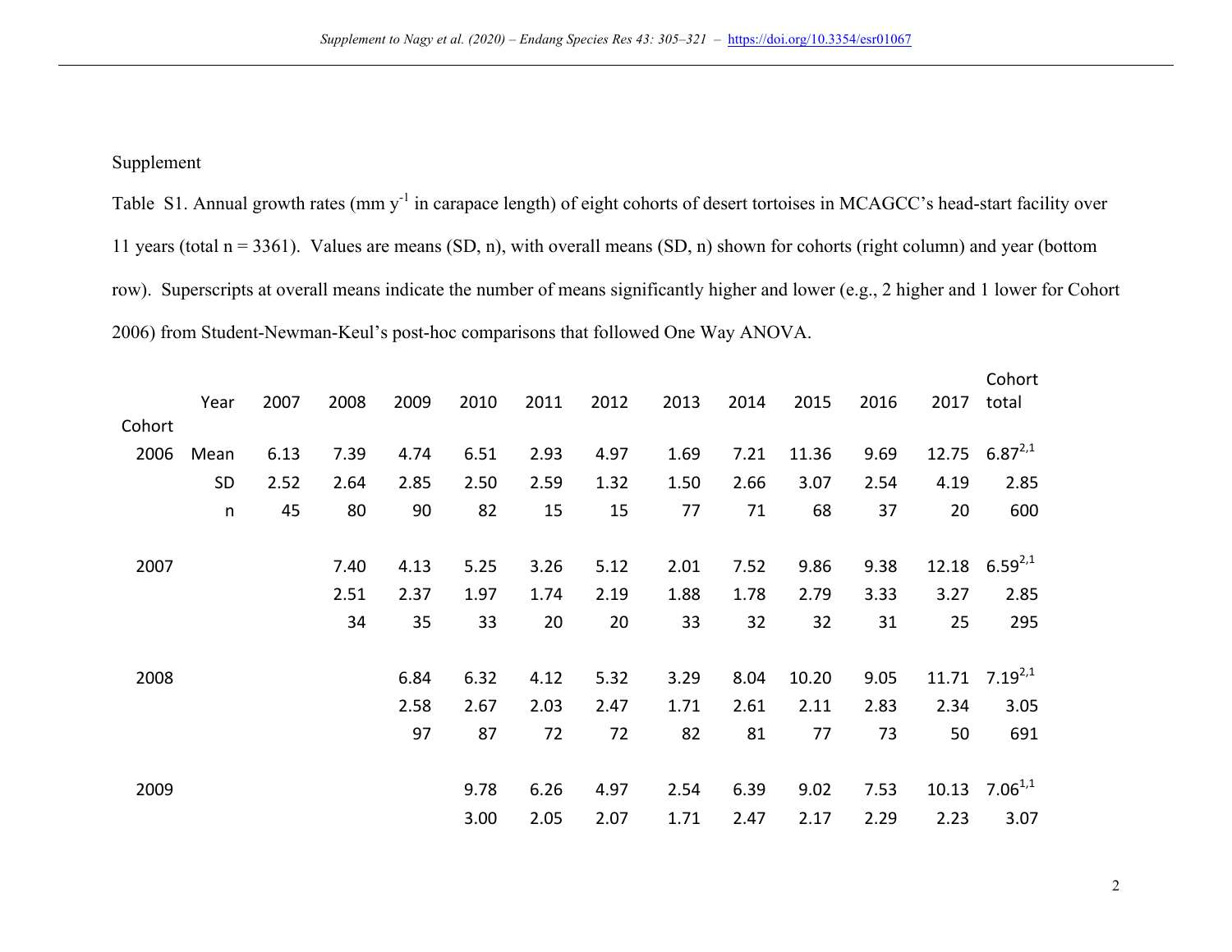Supplement

Table S1. Annual growth rates (mm $y^{-1}$ in carapace length) of eight cohorts of desert tortoises in MCAGCC's head-start facility over 11 years (total n = 3361). Values are means (SD, n), with overall means (SD, n) shown for cohorts (right column) and year (bottom row). Superscripts at overall means indicate the number of means significantly higher and lower (e.g., 2 higher and 1 lower for Cohort 2006) from Student-Newman-Keul's post-hoc comparisons that followed One Way ANOVA.

| Cohort | Year | 2007 | 2008 | 2009 | 2010 | 2011 | 2012 | 2013 | 2014 | 2015 | 2016 | 2017 | Cohort total |
|---|---|---|---|---|---|---|---|---|---|---|---|---|---|
| 2006 | Mean | 6.13 | 7.39 | 4.74 | 6.51 | 2.93 | 4.97 | 1.69 | 7.21 | 11.36 | 9.69 | 12.75 | $6.87^{2,1}$ |
| | SD | 2.52 | 2.64 | 2.85 | 2.50 | 2.59 | 1.32 | 1.50 | 2.66 | 3.07 | 2.54 | 4.19 | 2.85 |
| | n | 45 | 80 | 90 | 82 | 15 | 15 | 77 | 71 | 68 | 37 | 20 | 600 |
| | | | | | | | | | | | | | |
| 2007 | | | 7.40 | 4.13 | 5.25 | 3.26 | 5.12 | 2.01 | 7.52 | 9.86 | 9.38 | 12.18 | $6.59^{2,1}$ |
| | | | 2.51 | 2.37 | 1.97 | 1.74 | 2.19 | 1.88 | 1.78 | 2.79 | 3.33 | 3.27 | 2.85 |
| | | | 34 | 35 | 33 | 20 | 20 | 33 | 32 | 32 | 31 | 25 | 295 |
| | | | | | | | | | | | | | |
| 2008 | | | | 6.84 | 6.32 | 4.12 | 5.32 | 3.29 | 8.04 | 10.20 | 9.05 | 11.71 | $7.19^{2,1}$ |
| | | | | 2.58 | 2.67 | 2.03 | 2.47 | 1.71 | 2.61 | 2.11 | 2.83 | 2.34 | 3.05 |
| | | | | 97 | 87 | 72 | 72 | 82 | 81 | 77 | 73 | 50 | 691 |
| | | | | | | | | | | | | | |
| 2009 | | | | | 9.78 | 6.26 | 4.97 | 2.54 | 6.39 | 9.02 | 7.53 | 10.13 | $7.06^{1,1}$ |
| | | | | | 3.00 | 2.05 | 2.07 | 1.71 | 2.47 | 2.17 | 2.29 | 2.23 | 3.07 |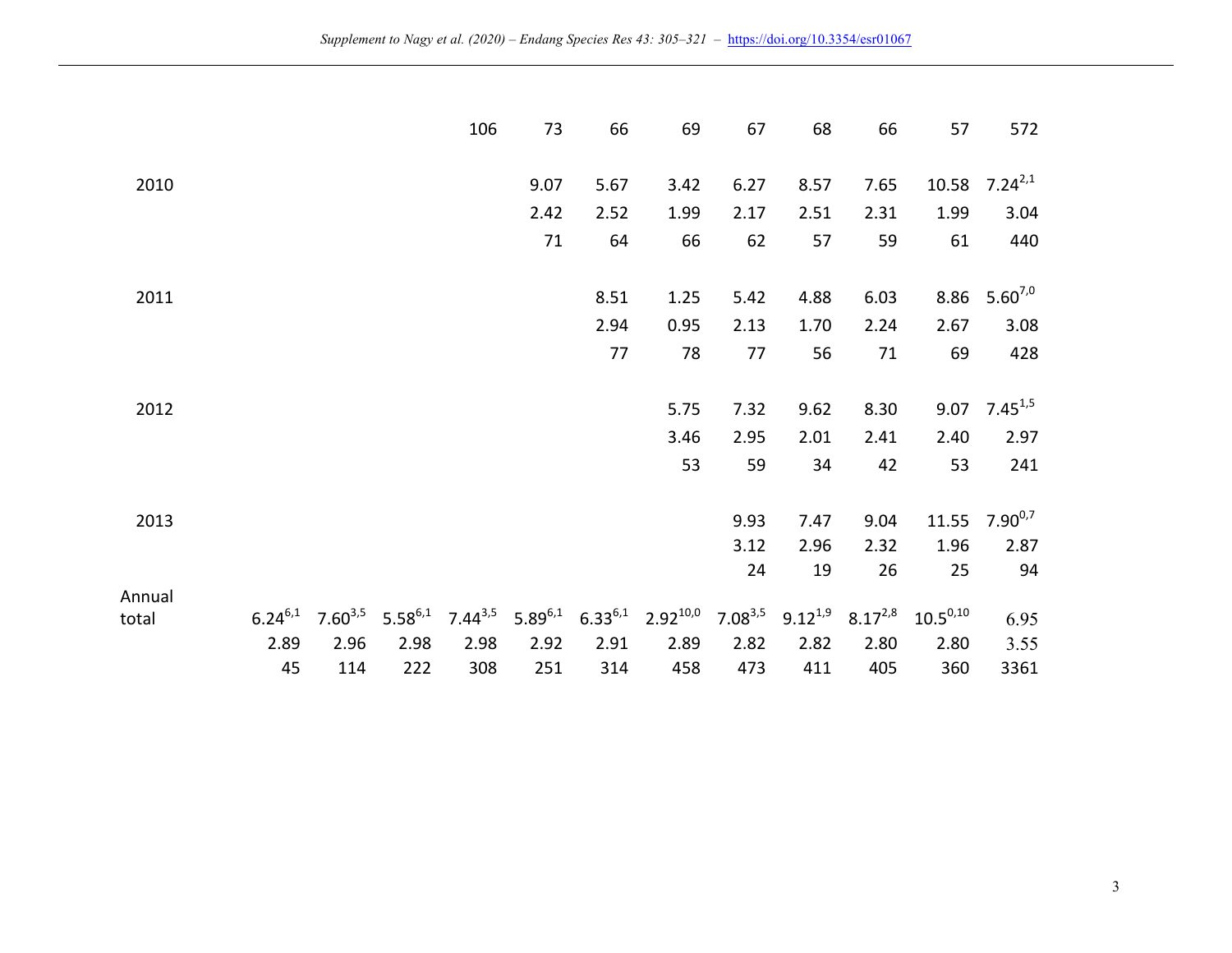| | | | | | | | | | | | | |
|---|---|---|---|---|---|---|---|---|---|---|---|---|
| | | | | 106 | 73 | 66 | 69 | 67 | 68 | 66 | 57 | 572 |
| 2010 | | | | | 9.07 | 5.67 | 3.42 | 6.27 | 8.57 | 7.65 | 10.58 | $7.24^{2,1}$ |
| | | | | | 2.42 | 2.52 | 1.99 | 2.17 | 2.51 | 2.31 | 1.99 | 3.04 |
| | | | | | 71 | 64 | 66 | 62 | 57 | 59 | 61 | 440 |
| 2011 | | | | | | 8.51 | 1.25 | 5.42 | 4.88 | 6.03 | 8.86 | $5.60^{7,0}$ |
| | | | | | | 2.94 | 0.95 | 2.13 | 1.70 | 2.24 | 2.67 | 3.08 |
| | | | | | | 77 | 78 | 77 | 56 | 71 | 69 | 428 |
| 2012 | | | | | | | 5.75 | 7.32 | 9.62 | 8.30 | 9.07 | $7.45^{1,5}$ |
| | | | | | | | 3.46 | 2.95 | 2.01 | 2.41 | 2.40 | 2.97 |
| | | | | | | | 53 | 59 | 34 | 42 | 53 | 241 |
| 2013 | | | | | | | | 9.93 | 7.47 | 9.04 | 11.55 | $7.90^{0,7}$ |
| | | | | | | | | 3.12 | 2.96 | 2.32 | 1.96 | 2.87 |
| | | | | | | | | 24 | 19 | 26 | 25 | 94 |
| Annual total | $6.24^{6,1}$ | $7.60^{3,5}$ | $5.58^{6,1}$ | $7.44^{3,5}$ | $5.89^{6,1}$ | $6.33^{6,1}$ | $2.92^{10,0}$ | $7.08^{3,5}$ | $9.12^{1,9}$ | $8.17^{2,8}$ | $10.5^{0,10}$ | 6.95 |
| | 2.89 | 2.96 | 2.98 | 2.98 | 2.92 | 2.91 | 2.89 | 2.82 | 2.82 | 2.80 | 2.80 | 3.55 |
| | 45 | 114 | 222 | 308 | 251 | 314 | 458 | 473 | 411 | 405 | 360 | 3361 |